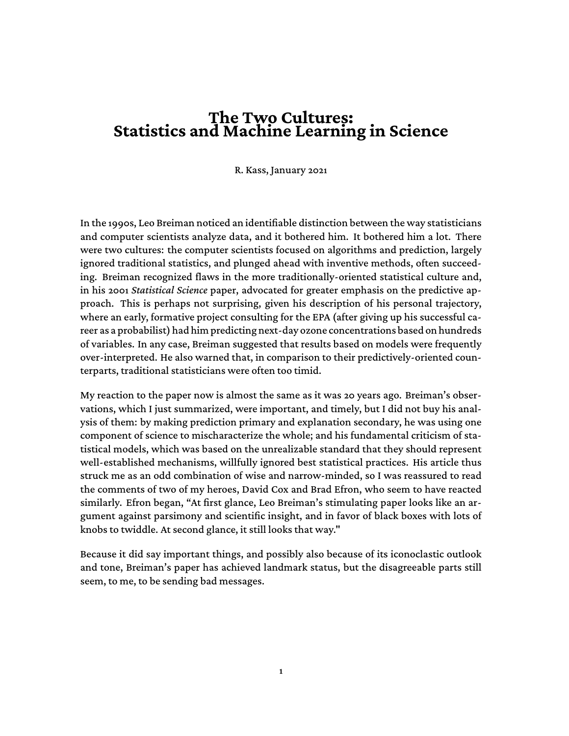# The Two Cultures: Statistics and Machine Learning in Science

R. Kass, January 2021

In the 1990s, Leo Breiman noticed an identifiable distinction between the way statisticians and computer scientists analyze data, and it bothered him. It bothered him a lot. There were two cultures: the computer scientists focused on algorithms and prediction, largely ignored traditional statistics, and plunged ahead with inventive methods, often succeeding. Breiman recognized flaws in the more traditionally-oriented statistical culture and, in his 2001 *Statistical Science* paper, advocated for greater emphasis on the predictive approach. This is perhaps not surprising, given his description of his personal trajectory, where an early, formative project consulting for the EPA (after giving up his successful career as a probabilist) had him predicting next-day ozone concentrations based on hundreds of variables. In any case, Breiman suggested that results based on models were frequently over-interpreted. He also warned that, in comparison to their predictively-oriented counterparts, traditional statisticians were often too timid.

My reaction to the paper now is almost the same as it was 20 years ago. Breiman's observations, which I just summarized, were important, and timely, but I did not buy his analysis of them: by making prediction primary and explanation secondary, he was using one component of science to mischaracterize the whole; and his fundamental criticism of statistical models, which was based on the unrealizable standard that they should represent well-established mechanisms, willfully ignored best statistical practices. His article thus struck me as an odd combination of wise and narrow-minded, so I was reassured to read the comments of two of my heroes, David Cox and Brad Efron, who seem to have reacted similarly. Efron began, "At first glance, Leo Breiman's stimulating paper looks like an argument against parsimony and scientific insight, and in favor of black boxes with lots of knobs to twiddle. At second glance, it still looks that way."

Because it did say important things, and possibly also because of its iconoclastic outlook and tone, Breiman's paper has achieved landmark status, but the disagreeable parts still seem, to me, to be sending bad messages.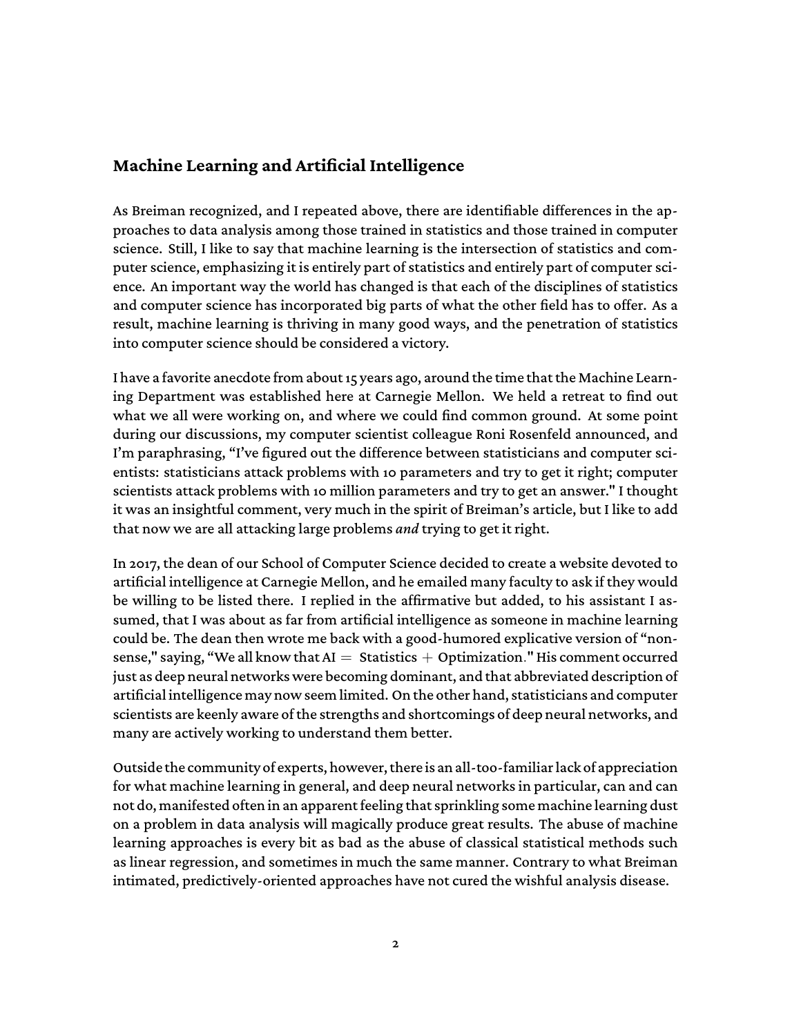## Machine Learning and Artificial Intelligence

As Breiman recognized, and I repeated above, there are identifiable differences in the approaches to data analysis among those trained in statistics and those trained in computer science. Still, I like to say that machine learning is the intersection of statistics and computer science, emphasizing it is entirely part of statistics and entirely part of computer science. An important way the world has changed is that each of the disciplines of statistics and computer science has incorporated big parts of what the other field has to offer. As a result, machine learning is thriving in many good ways, and the penetration of statistics into computer science should be considered a victory.

I have a favorite anecdote from about 15 years ago, around the time that the Machine Learning Department was established here at Carnegie Mellon. We held a retreat to find out what we all were working on, and where we could find common ground. At some point during our discussions, my computer scientist colleague Roni Rosenfeld announced, and I'm paraphrasing, "I've figured out the difference between statisticians and computer scientists: statisticians attack problems with 10 parameters and try to get it right; computer scientists attack problems with 10 million parameters and try to get an answer." I thought it was an insightful comment, very much in the spirit of Breiman's article, but I like to add that now we are all attacking large problems *and* trying to get it right.

In 2017, the dean of our School of Computer Science decided to create a website devoted to artificial intelligence at Carnegie Mellon, and he emailed many faculty to ask if they would be willing to be listed there. I replied in the affirmative but added, to his assistant I assumed, that I was about as far from artificial intelligence as someone in machine learning could be. The dean then wrote me back with a good-humored explicative version of "nonsense," saying, "We all know that AI = Statistics + Optimization." His comment occurred just as deep neural networks were becoming dominant, and that abbreviated description of artificial intelligence may now seem limited. On the other hand, statisticians and computer scientists are keenly aware of the strengths and shortcomings of deep neural networks, and many are actively working to understand them better.

Outside the community of experts, however, there is an all-too-familiar lack of appreciation for what machine learning in general, and deep neural networks in particular, can and can not do, manifested often in an apparent feeling that sprinkling some machine learning dust on a problem in data analysis will magically produce great results. The abuse of machine learning approaches is every bit as bad as the abuse of classical statistical methods such as linear regression, and sometimes in much the same manner. Contrary to what Breiman intimated, predictively-oriented approaches have not cured the wishful analysis disease.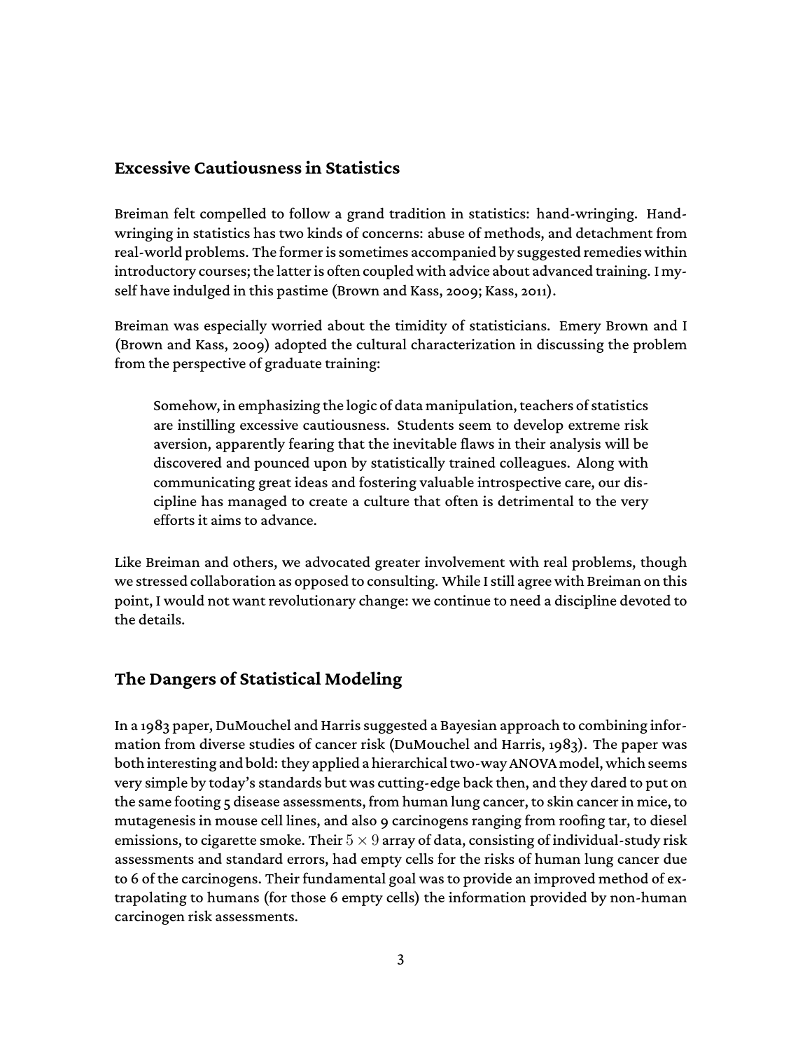## Excessive Cautiousness in Statistics

Breiman felt compelled to follow a grand tradition in statistics: hand-wringing. Hand-wringing in statistics has two kinds of concerns: abuse of methods, and detachment from real-world problems. The former is sometimes accompanied by suggested remedies within introductory courses; the latter is often coupled with advice about advanced training. I myself have indulged in this pastime (Brown and Kass, 2009; Kass, 2011).

Breiman was especially worried about the timidity of statisticians. Emery Brown and I (Brown and Kass, 2009) adopted the cultural characterization in discussing the problem from the perspective of graduate training:

> Somehow, in emphasizing the logic of data manipulation, teachers of statistics are instilling excessive cautiousness. Students seem to develop extreme risk aversion, apparently fearing that the inevitable flaws in their analysis will be discovered and pounced upon by statistically trained colleagues. Along with communicating great ideas and fostering valuable introspective care, our discipline has managed to create a culture that often is detrimental to the very efforts it aims to advance.

Like Breiman and others, we advocated greater involvement with real problems, though we stressed collaboration as opposed to consulting. While I still agree with Breiman on this point, I would not want revolutionary change: we continue to need a discipline devoted to the details.

## The Dangers of Statistical Modeling

In a 1983 paper, DuMouchel and Harris suggested a Bayesian approach to combining information from diverse studies of cancer risk (DuMouchel and Harris, 1983). The paper was both interesting and bold: they applied a hierarchical two-way ANOVA model, which seems very simple by today's standards but was cutting-edge back then, and they dared to put on the same footing 5 disease assessments, from human lung cancer, to skin cancer in mice, to mutagenesis in mouse cell lines, and also 9 carcinogens ranging from roofing tar, to diesel emissions, to cigarette smoke. Their $5 \times 9$ array of data, consisting of individual-study risk assessments and standard errors, had empty cells for the risks of human lung cancer due to 6 of the carcinogens. Their fundamental goal was to provide an improved method of extrapolating to humans (for those 6 empty cells) the information provided by non-human carcinogen risk assessments.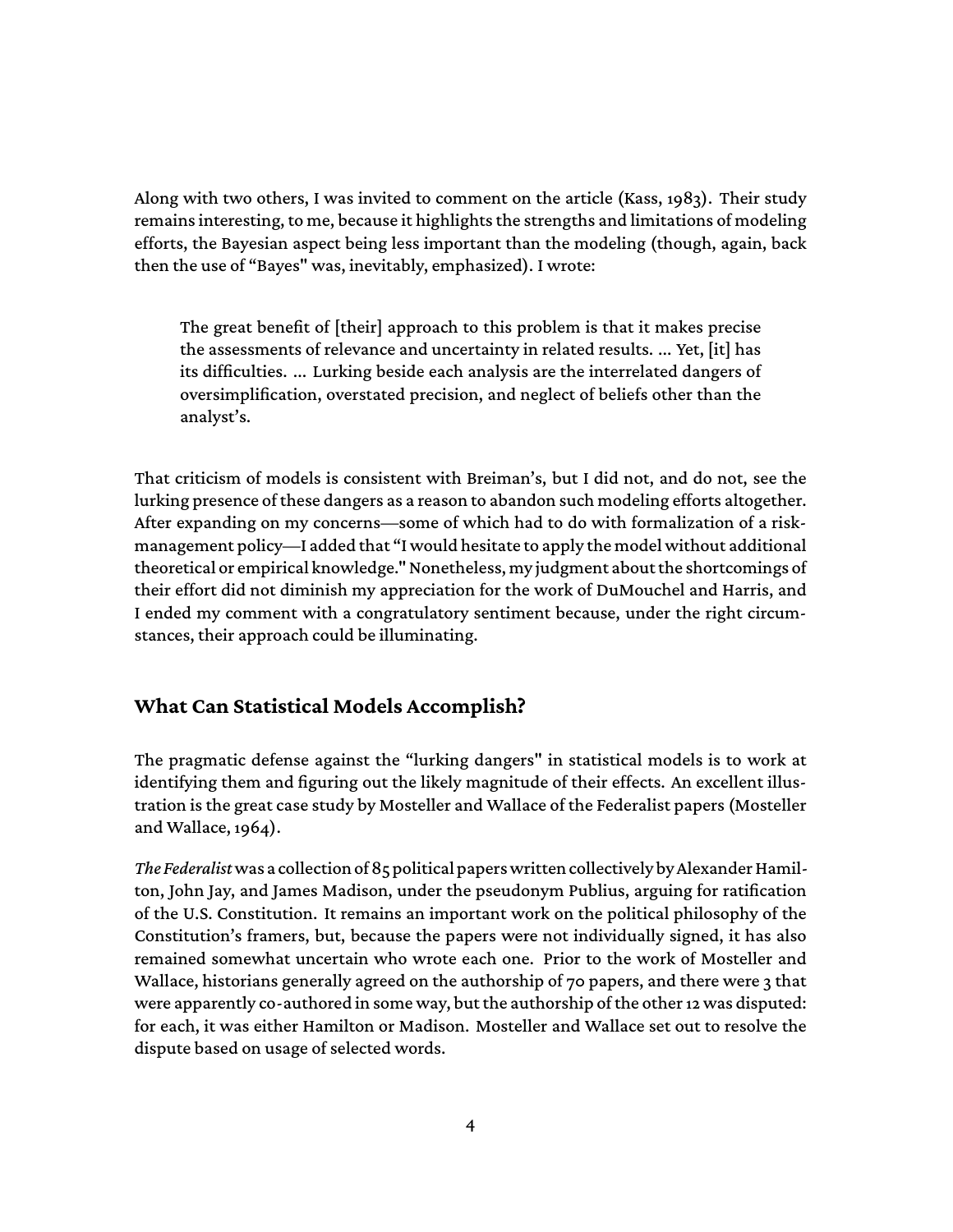Along with two others, I was invited to comment on the article (Kass, 1983). Their study remains interesting, to me, because it highlights the strengths and limitations of modeling efforts, the Bayesian aspect being less important than the modeling (though, again, back then the use of "Bayes" was, inevitably, emphasized). I wrote:

> The great benefit of [their] approach to this problem is that it makes precise the assessments of relevance and uncertainty in related results. ... Yet, [it] has its difficulties. ... Lurking beside each analysis are the interrelated dangers of oversimplification, overstated precision, and neglect of beliefs other than the analyst's.

That criticism of models is consistent with Breiman's, but I did not, and do not, see the lurking presence of these dangers as a reason to abandon such modeling efforts altogether. After expanding on my concerns—some of which had to do with formalization of a risk-management policy—I added that "I would hesitate to apply the model without additional theoretical or empirical knowledge." Nonetheless, my judgment about the shortcomings of their effort did not diminish my appreciation for the work of DuMouchel and Harris, and I ended my comment with a congratulatory sentiment because, under the right circumstances, their approach could be illuminating.

## What Can Statistical Models Accomplish?

The pragmatic defense against the "lurking dangers" in statistical models is to work at identifying them and figuring out the likely magnitude of their effects. An excellent illustration is the great case study by Mosteller and Wallace of the Federalist papers (Mosteller and Wallace, 1964).

*The Federalist* was a collection of 85 political papers written collectively by Alexander Hamilton, John Jay, and James Madison, under the pseudonym Publius, arguing for ratification of the U.S. Constitution. It remains an important work on the political philosophy of the Constitution's framers, but, because the papers were not individually signed, it has also remained somewhat uncertain who wrote each one. Prior to the work of Mosteller and Wallace, historians generally agreed on the authorship of 70 papers, and there were 3 that were apparently co-authored in some way, but the authorship of the other 12 was disputed: for each, it was either Hamilton or Madison. Mosteller and Wallace set out to resolve the dispute based on usage of selected words.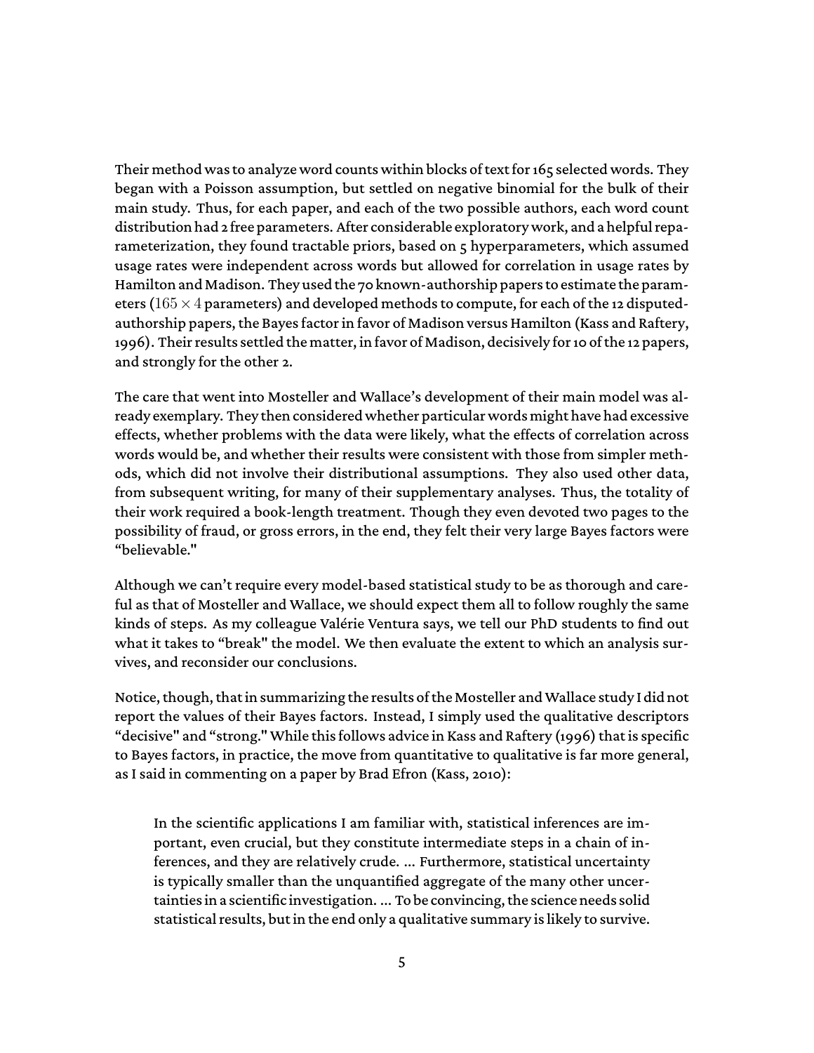Their method was to analyze word counts within blocks of text for 165 selected words. They began with a Poisson assumption, but settled on negative binomial for the bulk of their main study. Thus, for each paper, and each of the two possible authors, each word count distribution had 2 free parameters. After considerable exploratory work, and a helpful reparameterization, they found tractable priors, based on 5 hyperparameters, which assumed usage rates were independent across words but allowed for correlation in usage rates by Hamilton and Madison. They used the 70 known-authorship papers to estimate the parameters ($165 \times 4$ parameters) and developed methods to compute, for each of the 12 disputed-authorship papers, the Bayes factor in favor of Madison versus Hamilton (Kass and Raftery, 1996). Their results settled the matter, in favor of Madison, decisively for 10 of the 12 papers, and strongly for the other 2.

The care that went into Mosteller and Wallace's development of their main model was already exemplary. They then considered whether particular words might have had excessive effects, whether problems with the data were likely, what the effects of correlation across words would be, and whether their results were consistent with those from simpler methods, which did not involve their distributional assumptions. They also used other data, from subsequent writing, for many of their supplementary analyses. Thus, the totality of their work required a book-length treatment. Though they even devoted two pages to the possibility of fraud, or gross errors, in the end, they felt their very large Bayes factors were "believable."

Although we can't require every model-based statistical study to be as thorough and careful as that of Mosteller and Wallace, we should expect them all to follow roughly the same kinds of steps. As my colleague Valérie Ventura says, we tell our PhD students to find out what it takes to "break" the model. We then evaluate the extent to which an analysis survives, and reconsider our conclusions.

Notice, though, that in summarizing the results of the Mosteller and Wallace study I did not report the values of their Bayes factors. Instead, I simply used the qualitative descriptors "decisive" and "strong." While this follows advice in Kass and Raftery (1996) that is specific to Bayes factors, in practice, the move from quantitative to qualitative is far more general, as I said in commenting on a paper by Brad Efron (Kass, 2010):

> In the scientific applications I am familiar with, statistical inferences are important, even crucial, but they constitute intermediate steps in a chain of inferences, and they are relatively crude. ... Furthermore, statistical uncertainty is typically smaller than the unquantified aggregate of the many other uncertainties in a scientific investigation. ... To be convincing, the science needs solid statistical results, but in the end only a qualitative summary is likely to survive.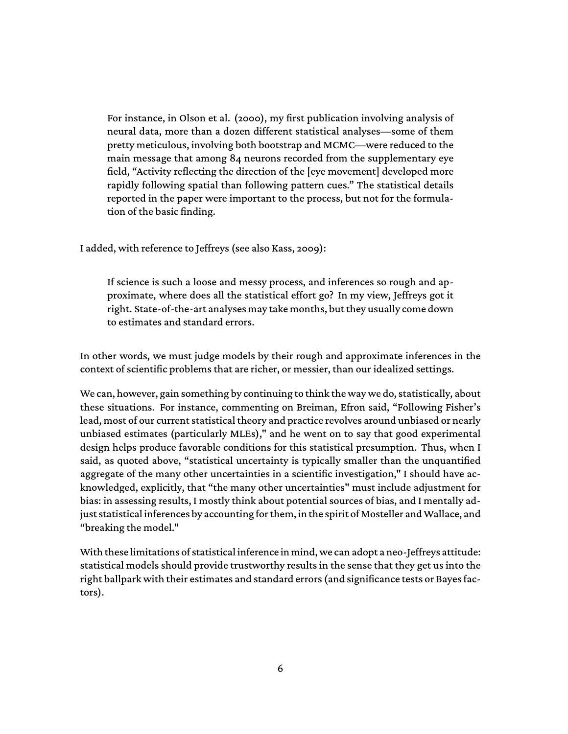> For instance, in Olson et al. (2000), my first publication involving analysis of neural data, more than a dozen different statistical analyses—some of them pretty meticulous, involving both bootstrap and MCMC—were reduced to the main message that among 84 neurons recorded from the supplementary eye field, "Activity reflecting the direction of the [eye movement] developed more rapidly following spatial than following pattern cues." The statistical details reported in the paper were important to the process, but not for the formulation of the basic finding.

I added, with reference to Jeffreys (see also Kass, 2009):

> If science is such a loose and messy process, and inferences so rough and approximate, where does all the statistical effort go? In my view, Jeffreys got it right. State-of-the-art analyses may take months, but they usually come down to estimates and standard errors.

In other words, we must judge models by their rough and approximate inferences in the context of scientific problems that are richer, or messier, than our idealized settings.

We can, however, gain something by continuing to think the way we do, statistically, about these situations. For instance, commenting on Breiman, Efron said, "Following Fisher's lead, most of our current statistical theory and practice revolves around unbiased or nearly unbiased estimates (particularly MLEs)," and he went on to say that good experimental design helps produce favorable conditions for this statistical presumption. Thus, when I said, as quoted above, "statistical uncertainty is typically smaller than the unquantified aggregate of the many other uncertainties in a scientific investigation," I should have acknowledged, explicitly, that "the many other uncertainties" must include adjustment for bias: in assessing results, I mostly think about potential sources of bias, and I mentally adjust statistical inferences by accounting for them, in the spirit of Mosteller and Wallace, and "breaking the model."

With these limitations of statistical inference in mind, we can adopt a neo-Jeffreys attitude: statistical models should provide trustworthy results in the sense that they get us into the right ballpark with their estimates and standard errors (and significance tests or Bayes factors).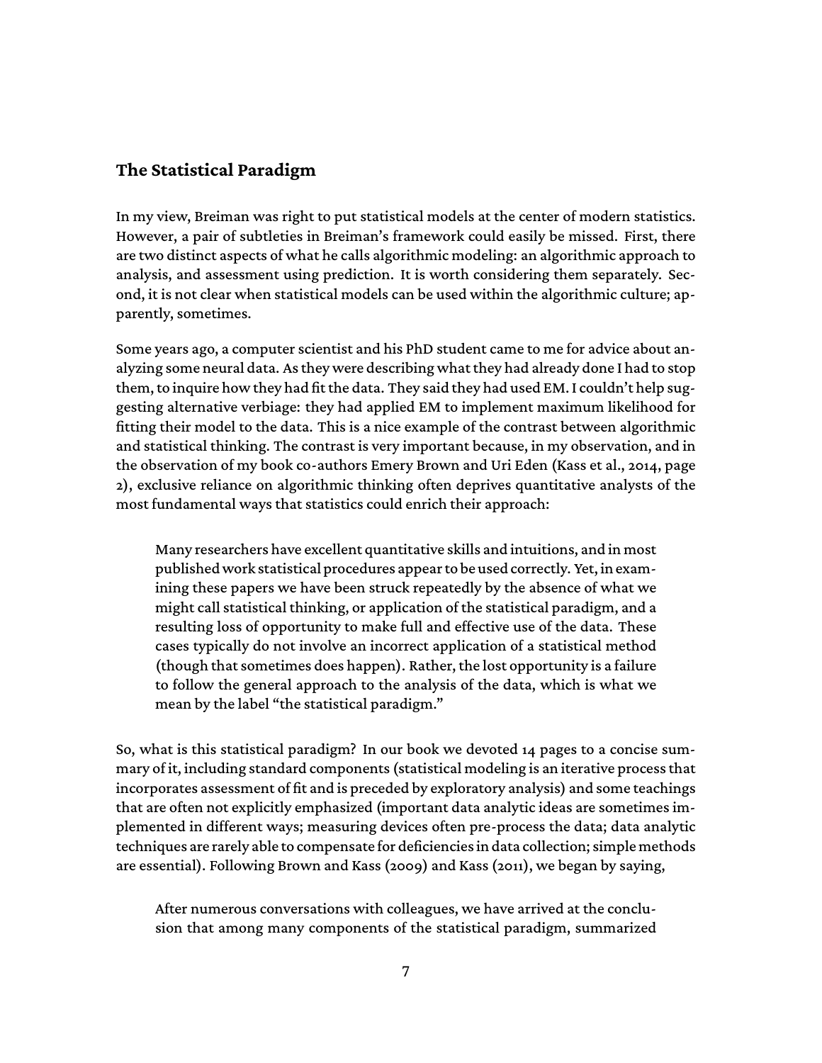## The Statistical Paradigm

In my view, Breiman was right to put statistical models at the center of modern statistics. However, a pair of subtleties in Breiman's framework could easily be missed. First, there are two distinct aspects of what he calls algorithmic modeling: an algorithmic approach to analysis, and assessment using prediction. It is worth considering them separately. Second, it is not clear when statistical models can be used within the algorithmic culture; apparently, sometimes.

Some years ago, a computer scientist and his PhD student came to me for advice about analyzing some neural data. As they were describing what they had already done I had to stop them, to inquire how they had fit the data. They said they had used EM. I couldn't help suggesting alternative verbiage: they had applied EM to implement maximum likelihood for fitting their model to the data. This is a nice example of the contrast between algorithmic and statistical thinking. The contrast is very important because, in my observation, and in the observation of my book co-authors Emery Brown and Uri Eden (Kass et al., 2014, page 2), exclusive reliance on algorithmic thinking often deprives quantitative analysts of the most fundamental ways that statistics could enrich their approach:

> Many researchers have excellent quantitative skills and intuitions, and in most published work statistical procedures appear to be used correctly. Yet, in examining these papers we have been struck repeatedly by the absence of what we might call statistical thinking, or application of the statistical paradigm, and a resulting loss of opportunity to make full and effective use of the data. These cases typically do not involve an incorrect application of a statistical method (though that sometimes does happen). Rather, the lost opportunity is a failure to follow the general approach to the analysis of the data, which is what we mean by the label "the statistical paradigm."

So, what is this statistical paradigm? In our book we devoted 14 pages to a concise summary of it, including standard components (statistical modeling is an iterative process that incorporates assessment of fit and is preceded by exploratory analysis) and some teachings that are often not explicitly emphasized (important data analytic ideas are sometimes implemented in different ways; measuring devices often pre-process the data; data analytic techniques are rarely able to compensate for deficiencies in data collection; simple methods are essential). Following Brown and Kass (2009) and Kass (2011), we began by saying,

> After numerous conversations with colleagues, we have arrived at the conclusion that among many components of the statistical paradigm, summarized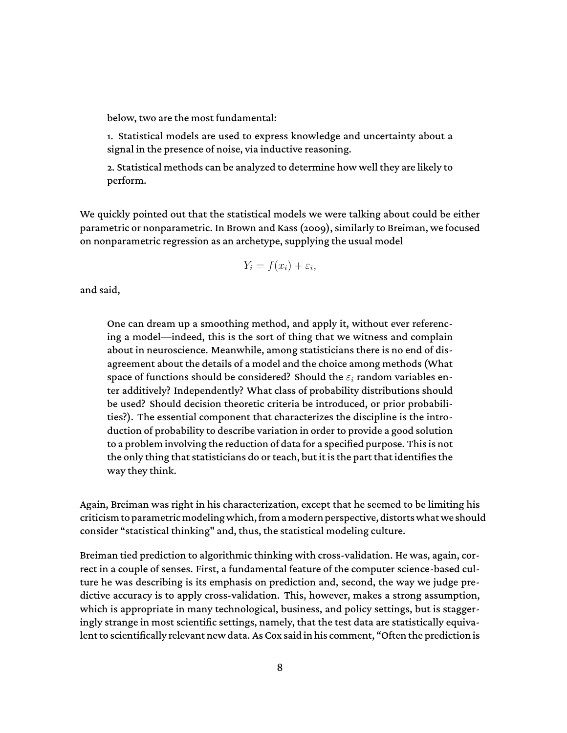below, two are the most fundamental:

> 1. Statistical models are used to express knowledge and uncertainty about a signal in the presence of noise, via inductive reasoning.
>
> 2. Statistical methods can be analyzed to determine how well they are likely to perform.

We quickly pointed out that the statistical models we were talking about could be either parametric or nonparametric. In Brown and Kass (2009), similarly to Breiman, we focused on nonparametric regression as an archetype, supplying the usual model

$$Y_i = f(x_i) + \varepsilon_i,$$

and said,

> One can dream up a smoothing method, and apply it, without ever referencing a model—indeed, this is the sort of thing that we witness and complain about in neuroscience. Meanwhile, among statisticians there is no end of disagreement about the details of a model and the choice among methods (What space of functions should be considered? Should the $\varepsilon_i$ random variables enter additively? Independently? What class of probability distributions should be used? Should decision theoretic criteria be introduced, or prior probabilities?). The essential component that characterizes the discipline is the introduction of probability to describe variation in order to provide a good solution to a problem involving the reduction of data for a specified purpose. This is not the only thing that statisticians do or teach, but it is the part that identifies the way they think.

Again, Breiman was right in his characterization, except that he seemed to be limiting his criticism to parametric modeling which, from a modern perspective, distorts what we should consider "statistical thinking" and, thus, the statistical modeling culture.

Breiman tied prediction to algorithmic thinking with cross-validation. He was, again, correct in a couple of senses. First, a fundamental feature of the computer science-based culture he was describing is its emphasis on prediction and, second, the way we judge predictive accuracy is to apply cross-validation. This, however, makes a strong assumption, which is appropriate in many technological, business, and policy settings, but is staggeringly strange in most scientific settings, namely, that the test data are statistically equivalent to scientifically relevant new data. As Cox said in his comment, "Often the prediction is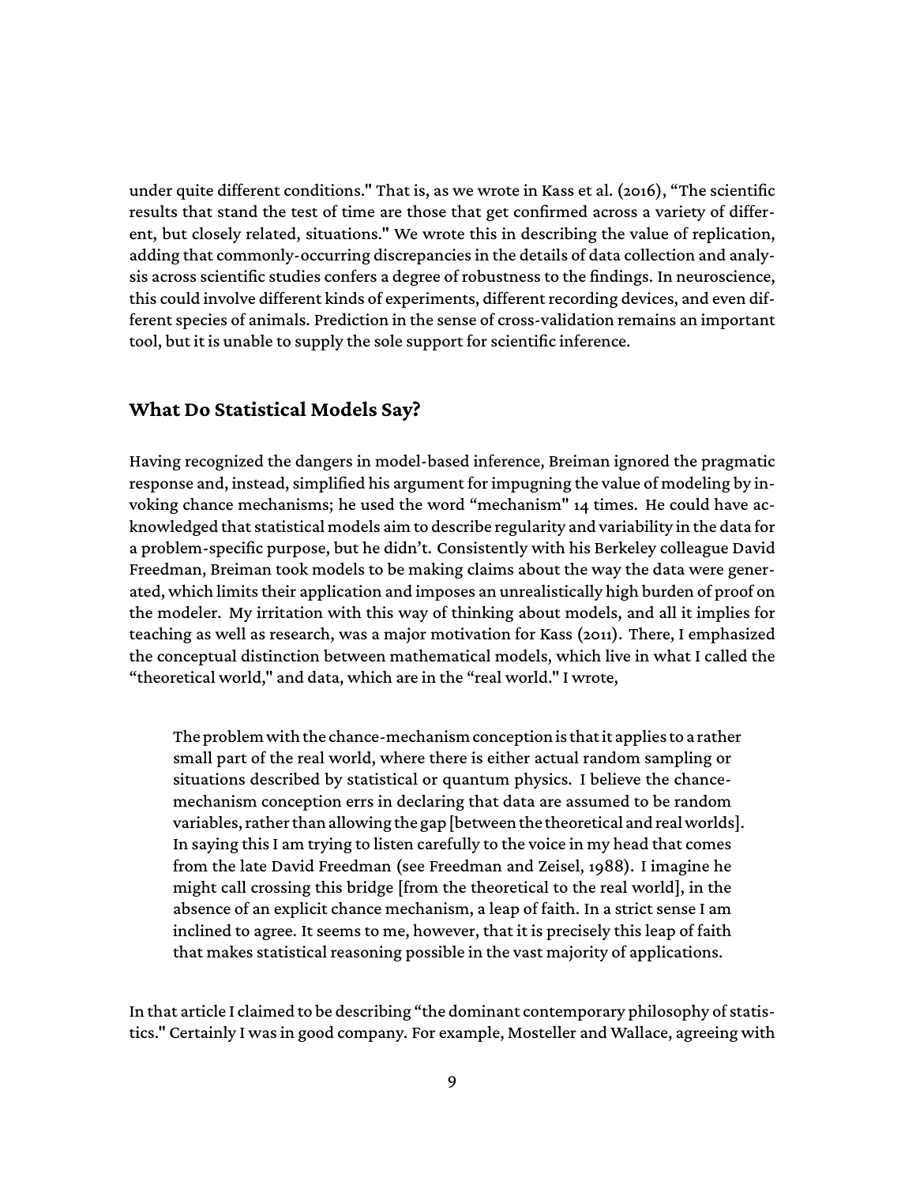under quite different conditions." That is, as we wrote in Kass et al. (2016), "The scientific results that stand the test of time are those that get confirmed across a variety of different, but closely related, situations." We wrote this in describing the value of replication, adding that commonly-occurring discrepancies in the details of data collection and analysis across scientific studies confers a degree of robustness to the findings. In neuroscience, this could involve different kinds of experiments, different recording devices, and even different species of animals. Prediction in the sense of cross-validation remains an important tool, but it is unable to supply the sole support for scientific inference.

## What Do Statistical Models Say?

Having recognized the dangers in model-based inference, Breiman ignored the pragmatic response and, instead, simplified his argument for impugning the value of modeling by invoking chance mechanisms; he used the word "mechanism" 14 times. He could have acknowledged that statistical models aim to describe regularity and variability in the data for a problem-specific purpose, but he didn't. Consistently with his Berkeley colleague David Freedman, Breiman took models to be making claims about the way the data were generated, which limits their application and imposes an unrealistically high burden of proof on the modeler. My irritation with this way of thinking about models, and all it implies for teaching as well as research, was a major motivation for Kass (2011). There, I emphasized the conceptual distinction between mathematical models, which live in what I called the "theoretical world," and data, which are in the "real world." I wrote,

> The problem with the chance-mechanism conception is that it applies to a rather small part of the real world, where there is either actual random sampling or situations described by statistical or quantum physics. I believe the chance-mechanism conception errs in declaring that data are assumed to be random variables, rather than allowing the gap [between the theoretical and real worlds]. In saying this I am trying to listen carefully to the voice in my head that comes from the late David Freedman (see Freedman and Zeisel, 1988). I imagine he might call crossing this bridge [from the theoretical to the real world], in the absence of an explicit chance mechanism, a leap of faith. In a strict sense I am inclined to agree. It seems to me, however, that it is precisely this leap of faith that makes statistical reasoning possible in the vast majority of applications.

In that article I claimed to be describing "the dominant contemporary philosophy of statistics." Certainly I was in good company. For example, Mosteller and Wallace, agreeing with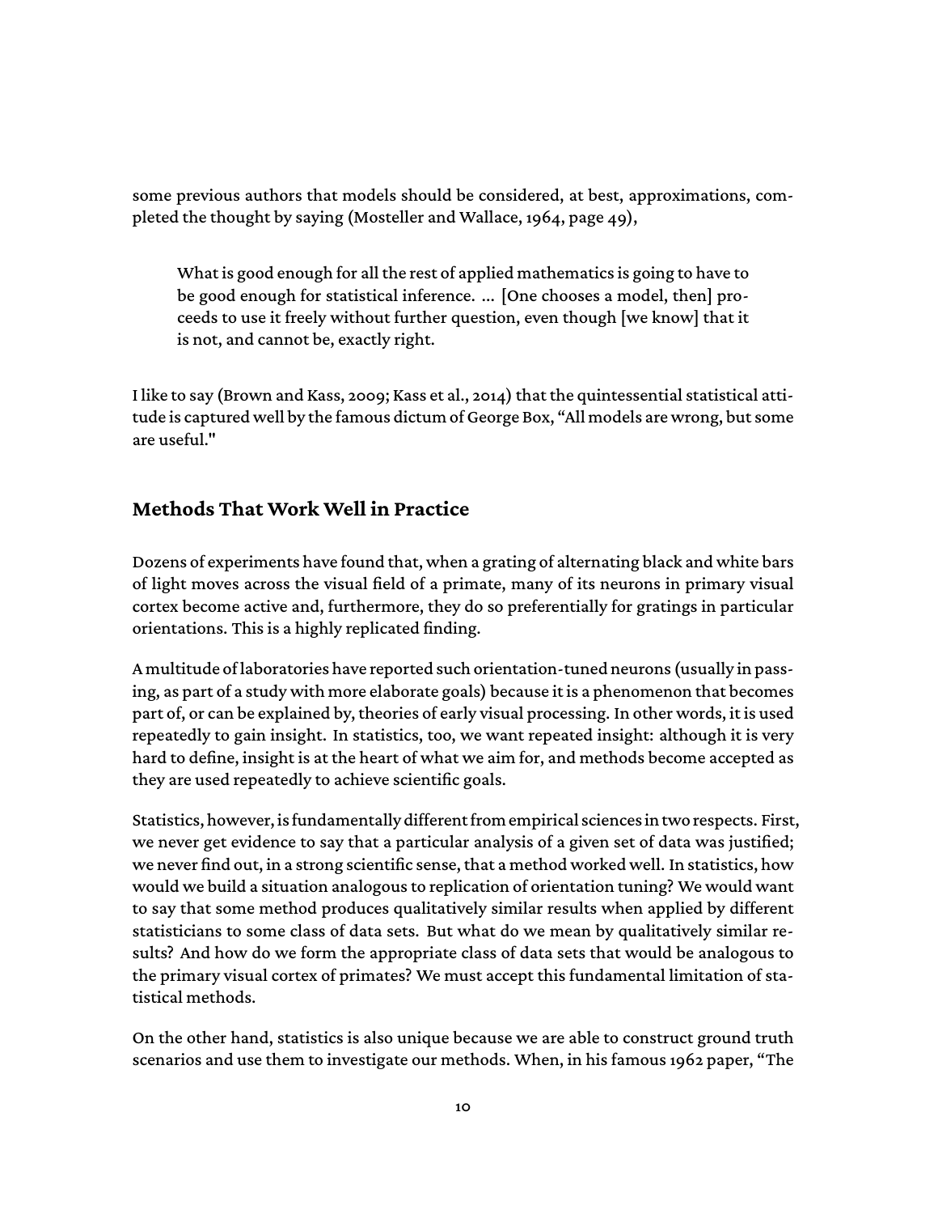some previous authors that models should be considered, at best, approximations, completed the thought by saying (Mosteller and Wallace, 1964, page 49),

> What is good enough for all the rest of applied mathematics is going to have to be good enough for statistical inference. ... [One chooses a model, then] proceeds to use it freely without further question, even though [we know] that it is not, and cannot be, exactly right.

I like to say (Brown and Kass, 2009; Kass et al., 2014) that the quintessential statistical attitude is captured well by the famous dictum of George Box, "All models are wrong, but some are useful."

## Methods That Work Well in Practice

Dozens of experiments have found that, when a grating of alternating black and white bars of light moves across the visual field of a primate, many of its neurons in primary visual cortex become active and, furthermore, they do so preferentially for gratings in particular orientations. This is a highly replicated finding.

A multitude of laboratories have reported such orientation-tuned neurons (usually in passing, as part of a study with more elaborate goals) because it is a phenomenon that becomes part of, or can be explained by, theories of early visual processing. In other words, it is used repeatedly to gain insight. In statistics, too, we want repeated insight: although it is very hard to define, insight is at the heart of what we aim for, and methods become accepted as they are used repeatedly to achieve scientific goals.

Statistics, however, is fundamentally different from empirical sciences in two respects. First, we never get evidence to say that a particular analysis of a given set of data was justified; we never find out, in a strong scientific sense, that a method worked well. In statistics, how would we build a situation analogous to replication of orientation tuning? We would want to say that some method produces qualitatively similar results when applied by different statisticians to some class of data sets. But what do we mean by qualitatively similar results? And how do we form the appropriate class of data sets that would be analogous to the primary visual cortex of primates? We must accept this fundamental limitation of statistical methods.

On the other hand, statistics is also unique because we are able to construct ground truth scenarios and use them to investigate our methods. When, in his famous 1962 paper, "The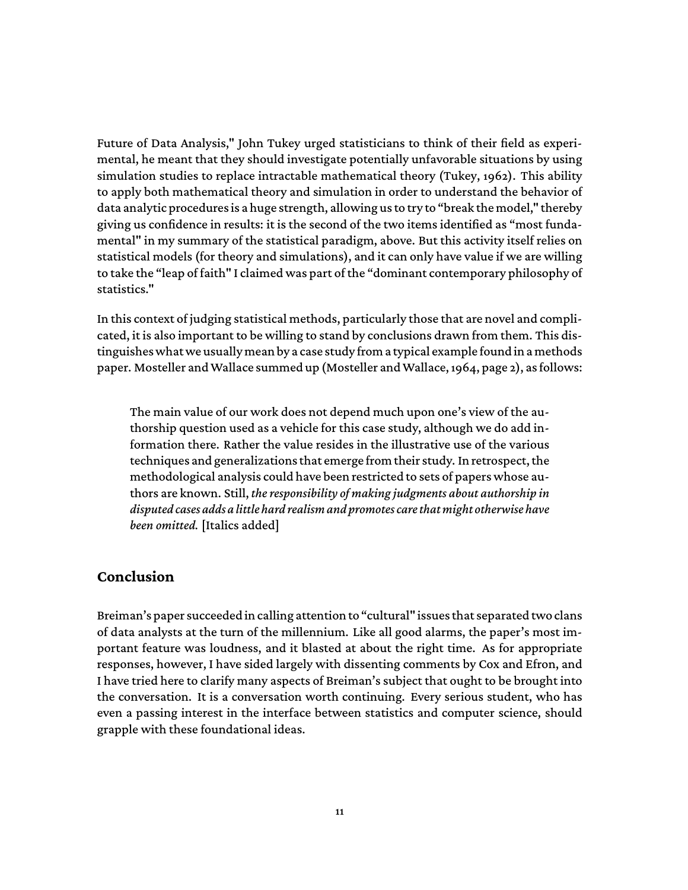Future of Data Analysis," John Tukey urged statisticians to think of their field as experimental, he meant that they should investigate potentially unfavorable situations by using simulation studies to replace intractable mathematical theory (Tukey, 1962). This ability to apply both mathematical theory and simulation in order to understand the behavior of data analytic procedures is a huge strength, allowing us to try to "break the model," thereby giving us confidence in results: it is the second of the two items identified as "most fundamental" in my summary of the statistical paradigm, above. But this activity itself relies on statistical models (for theory and simulations), and it can only have value if we are willing to take the "leap of faith" I claimed was part of the "dominant contemporary philosophy of statistics."

In this context of judging statistical methods, particularly those that are novel and complicated, it is also important to be willing to stand by conclusions drawn from them. This distinguishes what we usually mean by a case study from a typical example found in a methods paper. Mosteller and Wallace summed up (Mosteller and Wallace, 1964, page 2), as follows:

> The main value of our work does not depend much upon one's view of the authorship question used as a vehicle for this case study, although we do add information there. Rather the value resides in the illustrative use of the various techniques and generalizations that emerge from their study. In retrospect, the methodological analysis could have been restricted to sets of papers whose authors are known. Still, *the responsibility of making judgments about authorship in disputed cases adds a little hard realism and promotes care that might otherwise have been omitted.* [Italics added]

## Conclusion

Breiman's paper succeeded in calling attention to "cultural" issues that separated two clans of data analysts at the turn of the millennium. Like all good alarms, the paper's most important feature was loudness, and it blasted at about the right time. As for appropriate responses, however, I have sided largely with dissenting comments by Cox and Efron, and I have tried here to clarify many aspects of Breiman's subject that ought to be brought into the conversation. It is a conversation worth continuing. Every serious student, who has even a passing interest in the interface between statistics and computer science, should grapple with these foundational ideas.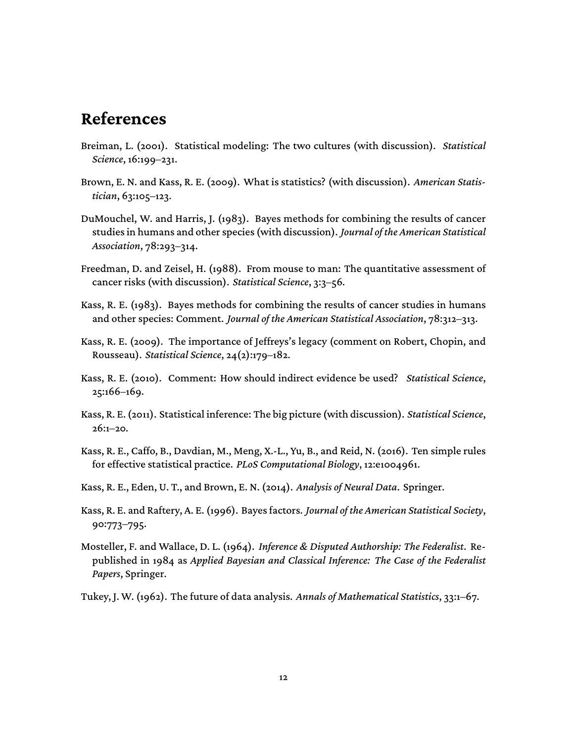# References

Breiman, L. (2001). Statistical modeling: The two cultures (with discussion). *Statistical Science*, 16:199–231.

Brown, E. N. and Kass, R. E. (2009). What is statistics? (with discussion). *American Statistician*, 63:105–123.

DuMouchel, W. and Harris, J. (1983). Bayes methods for combining the results of cancer studies in humans and other species (with discussion). *Journal of the American Statistical Association*, 78:293–314.

Freedman, D. and Zeisel, H. (1988). From mouse to man: The quantitative assessment of cancer risks (with discussion). *Statistical Science*, 3:3–56.

Kass, R. E. (1983). Bayes methods for combining the results of cancer studies in humans and other species: Comment. *Journal of the American Statistical Association*, 78:312–313.

Kass, R. E. (2009). The importance of Jeffreys's legacy (comment on Robert, Chopin, and Rousseau). *Statistical Science*, 24(2):179–182.

Kass, R. E. (2010). Comment: How should indirect evidence be used? *Statistical Science*, 25:166–169.

Kass, R. E. (2011). Statistical inference: The big picture (with discussion). *Statistical Science*, 26:1–20.

Kass, R. E., Caffo, B., Davdian, M., Meng, X.-L., Yu, B., and Reid, N. (2016). Ten simple rules for effective statistical practice. *PLoS Computational Biology*, 12:e1004961.

Kass, R. E., Eden, U. T., and Brown, E. N. (2014). *Analysis of Neural Data*. Springer.

Kass, R. E. and Raftery, A. E. (1996). Bayes factors. *Journal of the American Statistical Society*, 90:773–795.

Mosteller, F. and Wallace, D. L. (1964). *Inference & Disputed Authorship: The Federalist*. Republished in 1984 as *Applied Bayesian and Classical Inference: The Case of the Federalist Papers*, Springer.

Tukey, J. W. (1962). The future of data analysis. *Annals of Mathematical Statistics*, 33:1–67.